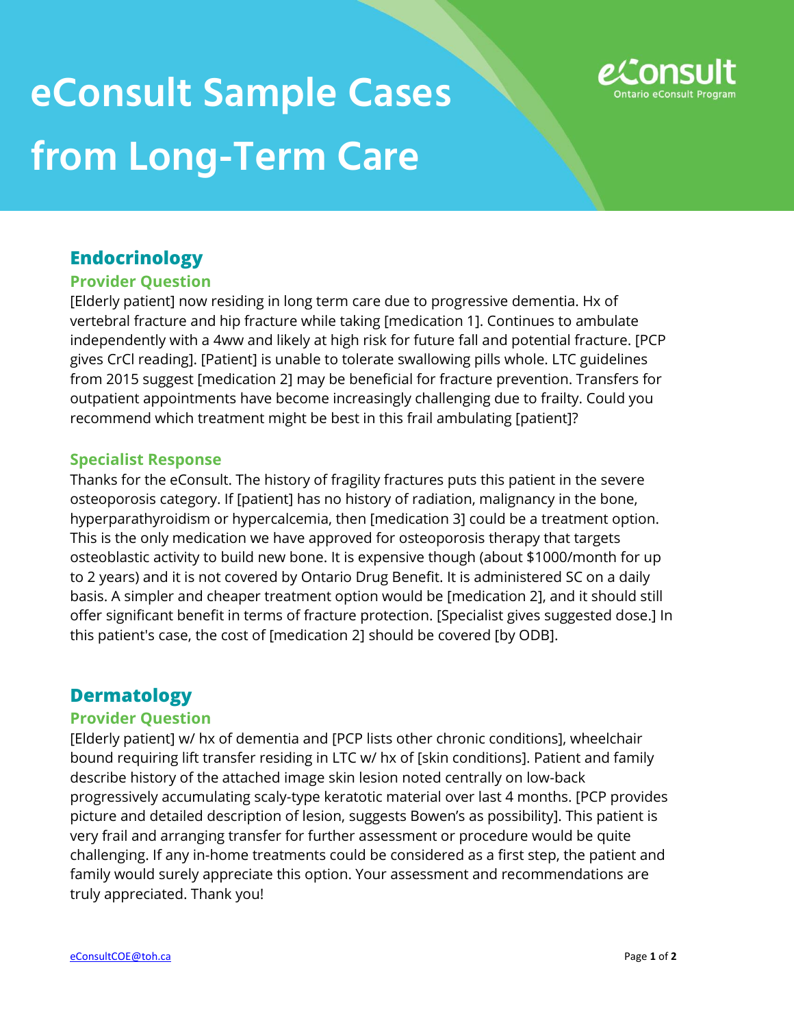# eConsult Sample Cases from Long-Term Care

## Endocrinology

### Provider Question

[Elderly patient] now residing in long term care due to progressive dementia. Hx of vertebral fracture and hip fracture while taking [medication 1]. Continues to ambulate independently with a 4ww and likely at high risk for future fall and potential fracture. [PCP gives CrCl reading]. [Patient] is unable to tolerate swallowing pills whole. LTC guidelines from 2015 suggest [medication 2] may be beneficial for fracture prevention. Transfers for outpatient appointments have become increasingly challenging due to frailty. Could you recommend which treatment might be best in this frail ambulating [patient]?

### Specialist Response

Thanks for the eConsult. The history of fragility fractures puts this patient in the severe osteoporosis category. If [patient] has no history of radiation, malignancy in the bone, hyperparathyroidism or hypercalcemia, then [medication 3] could be a treatment option. This is the only medication we have approved for osteoporosis therapy that targets osteoblastic activity to build new bone. It is expensive though (about $1000/month for up to 2 years) and it is not covered by Ontario Drug Benefit. It is administered SC on a daily basis. A simpler and cheaper treatment option would be [medication 2], and it should still offer significant benefit in terms of fracture protection. [Specialist gives suggested dose.] In this patient's case, the cost of [medication 2] should be covered [by ODB].

## Dermatology

### Provider Question

[Elderly patient] w/ hx of dementia and [PCP lists other chronic conditions], wheelchair bound requiring lift transfer residing in LTC w/ hx of [skin conditions]. Patient and family describe history of the attached image skin lesion noted centrally on low-back progressively accumulating scaly-type keratotic material over last 4 months. [PCP provides picture and detailed description of lesion, suggests Bowen's as possibility]. This patient is very frail and arranging transfer for further assessment or procedure would be quite challenging. If any in-home treatments could be considered as a first step, the patient and family would surely appreciate this option. Your assessment and recommendations are truly appreciated. Thank you!

eConsultCOE@toh.ca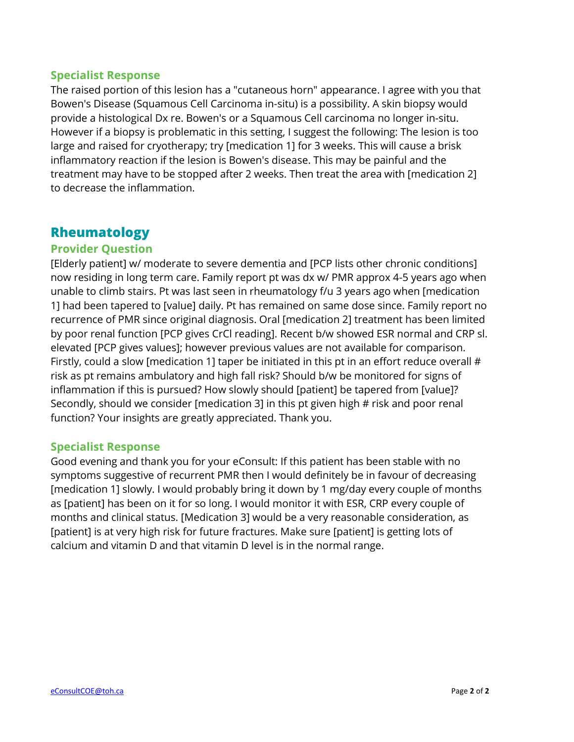### Specialist Response

The raised portion of this lesion has a "cutaneous horn" appearance. I agree with you that Bowen's Disease (Squamous Cell Carcinoma in-situ) is a possibility. A skin biopsy would provide a histological Dx re. Bowen's or a Squamous Cell carcinoma no longer in-situ. However if a biopsy is problematic in this setting, I suggest the following: The lesion is too large and raised for cryotherapy; try [medication 1] for 3 weeks. This will cause a brisk inflammatory reaction if the lesion is Bowen's disease. This may be painful and the treatment may have to be stopped after 2 weeks. Then treat the area with [medication 2] to decrease the inflammation.

## Rheumatology

### Provider Question

[Elderly patient] w/ moderate to severe dementia and [PCP lists other chronic conditions] now residing in long term care. Family report pt was dx w/ PMR approx 4-5 years ago when unable to climb stairs. Pt was last seen in rheumatology f/u 3 years ago when [medication 1] had been tapered to [value] daily. Pt has remained on same dose since. Family report no recurrence of PMR since original diagnosis. Oral [medication 2] treatment has been limited by poor renal function [PCP gives CrCl reading]. Recent b/w showed ESR normal and CRP sl. elevated [PCP gives values]; however previous values are not available for comparison. Firstly, could a slow [medication 1] taper be initiated in this pt in an effort reduce overall # risk as pt remains ambulatory and high fall risk? Should b/w be monitored for signs of inflammation if this is pursued? How slowly should [patient] be tapered from [value]? Secondly, should we consider [medication 3] in this pt given high # risk and poor renal function? Your insights are greatly appreciated. Thank you.

### Specialist Response

Good evening and thank you for your eConsult: If this patient has been stable with no symptoms suggestive of recurrent PMR then I would definitely be in favour of decreasing [medication 1] slowly. I would probably bring it down by 1 mg/day every couple of months as [patient] has been on it for so long. I would monitor it with ESR, CRP every couple of months and clinical status. [Medication 3] would be a very reasonable consideration, as [patient] is at very high risk for future fractures. Make sure [patient] is getting lots of calcium and vitamin D and that vitamin D level is in the normal range.